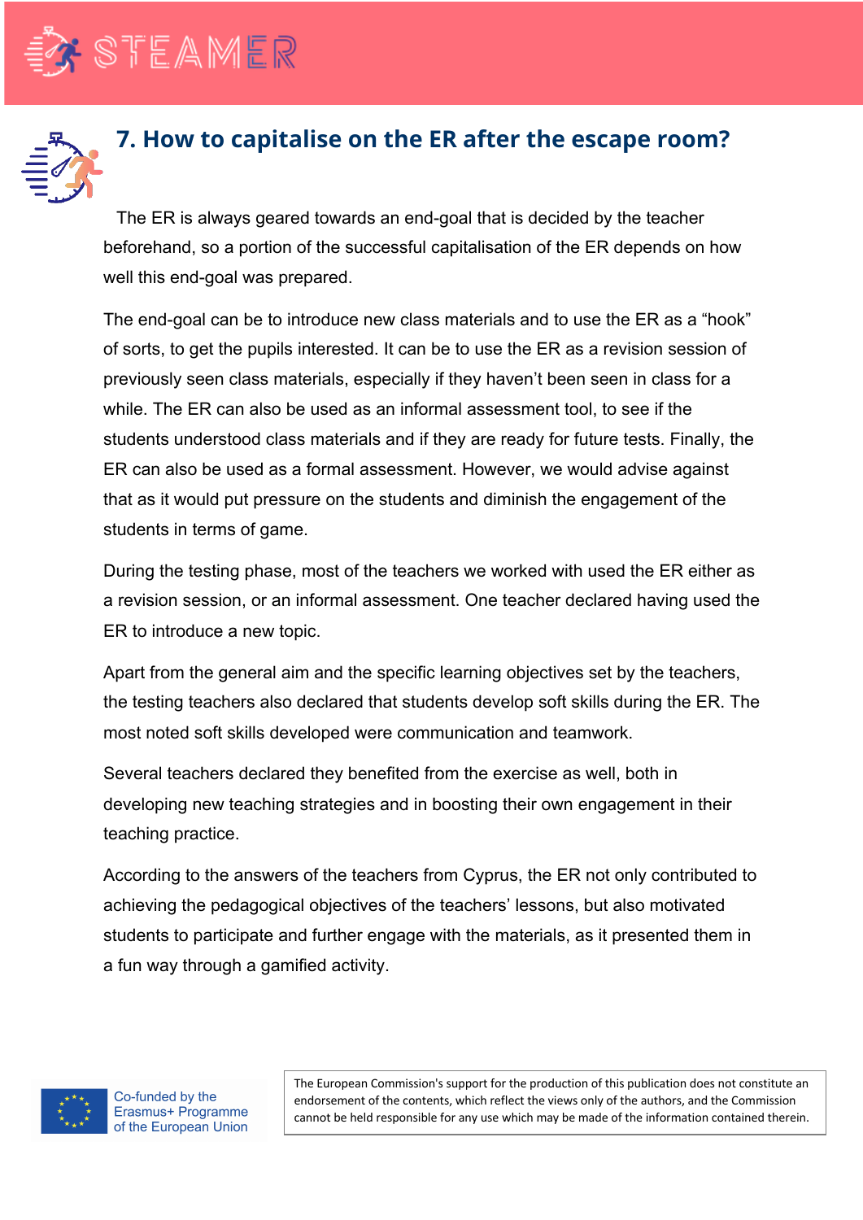## 7. How to capitalise on the ER after the escape room?

The ER is always geared towards an end-goal that is decided by the teacher beforehand, so a portion of the successful capitalisation of the ER depends on how well this end-goal was prepared.

The end-goal can be to introduce new class materials and to use the ER as a "hook" of sorts, to get the pupils interested. It can be to use the ER as a revision session of previously seen class materials, especially if they haven't been seen in class for a while. The ER can also be used as an informal assessment tool, to see if the students understood class materials and if they are ready for future tests. Finally, the ER can also be used as a formal assessment. However, we would advise against that as it would put pressure on the students and diminish the engagement of the students in terms of game.

During the testing phase, most of the teachers we worked with used the ER either as a revision session, or an informal assessment. One teacher declared having used the ER to introduce a new topic.

Apart from the general aim and the specific learning objectives set by the teachers, the testing teachers also declared that students develop soft skills during the ER. The most noted soft skills developed were communication and teamwork.

Several teachers declared they benefited from the exercise as well, both in developing new teaching strategies and in boosting their own engagement in their teaching practice.

According to the answers of the teachers from Cyprus, the ER not only contributed to achieving the pedagogical objectives of the teachers' lessons, but also motivated students to participate and further engage with the materials, as it presented them in a fun way through a gamified activity.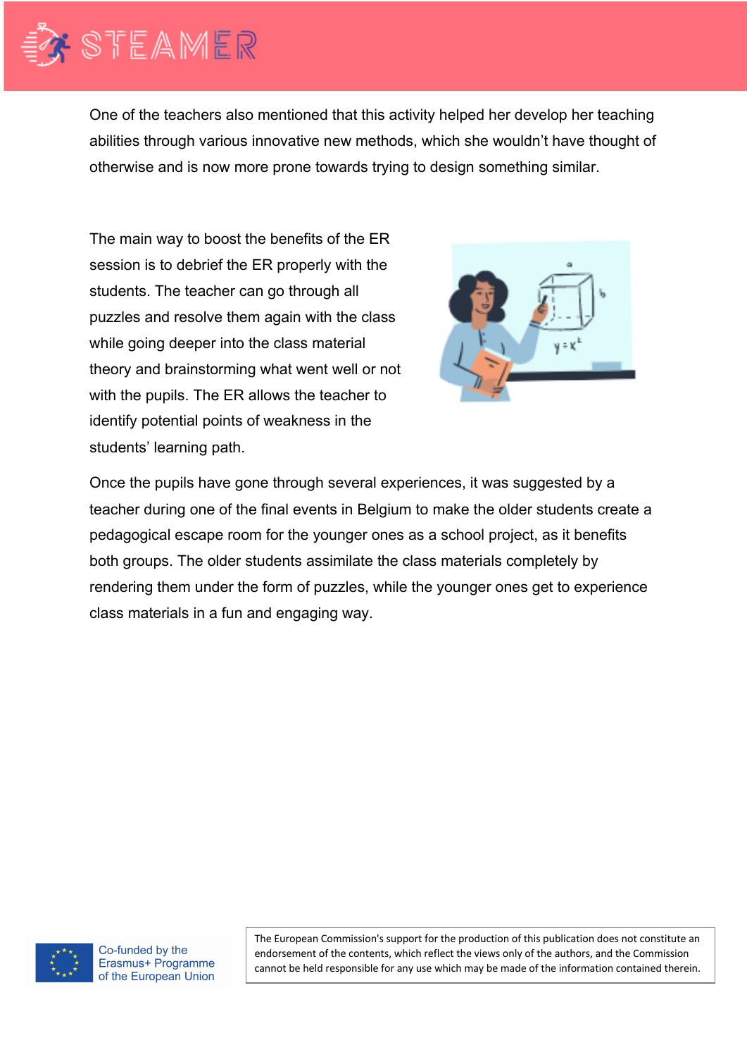One of the teachers also mentioned that this activity helped her develop her teaching abilities through various innovative new methods, which she wouldn't have thought of otherwise and is now more prone towards trying to design something similar.

The main way to boost the benefits of the ER session is to debrief the ER properly with the students. The teacher can go through all puzzles and resolve them again with the class while going deeper into the class material theory and brainstorming what went well or not with the pupils. The ER allows the teacher to identify potential points of weakness in the students' learning path.

Once the pupils have gone through several experiences, it was suggested by a teacher during one of the final events in Belgium to make the older students create a pedagogical escape room for the younger ones as a school project, as it benefits both groups. The older students assimilate the class materials completely by rendering them under the form of puzzles, while the younger ones get to experience class materials in a fun and engaging way.